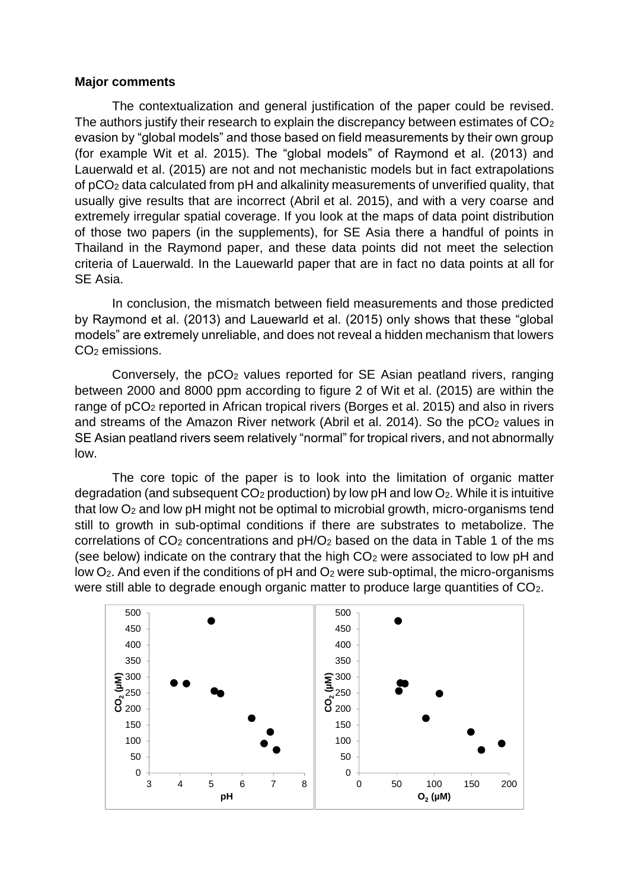**Major comments**

The contextualization and general justification of the paper could be revised. The authors justify their research to explain the discrepancy between estimates of $CO_2$ evasion by "global models" and those based on field measurements by their own group (for example Wit et al. 2015). The "global models" of Raymond et al. (2013) and Lauerwald et al. (2015) are not and not mechanistic models but in fact extrapolations of $pCO_2$ data calculated from pH and alkalinity measurements of unverified quality, that usually give results that are incorrect (Abril et al. 2015), and with a very coarse and extremely irregular spatial coverage. If you look at the maps of data point distribution of those two papers (in the supplements), for SE Asia there a handful of points in Thailand in the Raymond paper, and these data points did not meet the selection criteria of Lauerwald. In the Lauewarld paper that are in fact no data points at all for SE Asia.

In conclusion, the mismatch between field measurements and those predicted by Raymond et al. (2013) and Lauewarld et al. (2015) only shows that these "global models" are extremely unreliable, and does not reveal a hidden mechanism that lowers $CO_2$ emissions.

Conversely, the $pCO_2$ values reported for SE Asian peatland rivers, ranging between 2000 and 8000 ppm according to figure 2 of Wit et al. (2015) are within the range of $pCO_2$ reported in African tropical rivers (Borges et al. 2015) and also in rivers and streams of the Amazon River network (Abril et al. 2014). So the $pCO_2$ values in SE Asian peatland rivers seem relatively "normal" for tropical rivers, and not abnormally low.

The core topic of the paper is to look into the limitation of organic matter degradation (and subsequent $CO_2$ production) by low pH and low $O_2$. While it is intuitive that low $O_2$ and low pH might not be optimal to microbial growth, micro-organisms tend still to growth in sub-optimal conditions if there are substrates to metabolize. The correlations of $CO_2$ concentrations and pH/$O_2$ based on the data in Table 1 of the ms (see below) indicate on the contrary that the high $CO_2$ were associated to low pH and low $O_2$. And even if the conditions of pH and $O_2$ were sub-optimal, the micro-organisms were still able to degrade enough organic matter to produce large quantities of $CO_2$.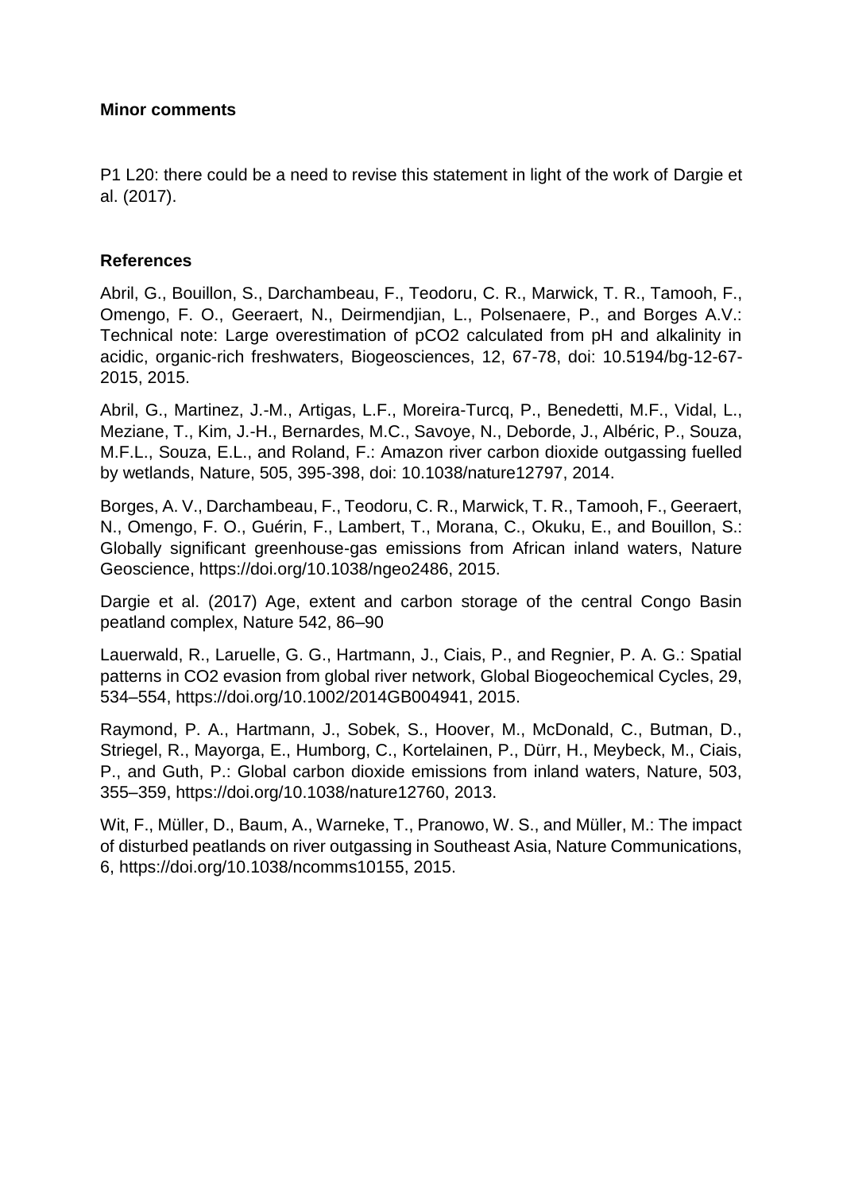**Minor comments**

P1 L20: there could be a need to revise this statement in light of the work of Dargie et al. (2017).

**References**

Abril, G., Bouillon, S., Darchambeau, F., Teodoru, C. R., Marwick, T. R., Tamooh, F., Omengo, F. O., Geeraert, N., Deirmendjian, L., Polsenaere, P., and Borges A.V.: Technical note: Large overestimation of pCO2 calculated from pH and alkalinity in acidic, organic-rich freshwaters, Biogeosciences, 12, 67-78, doi: 10.5194/bg-12-67-2015, 2015.

Abril, G., Martinez, J.-M., Artigas, L.F., Moreira-Turcq, P., Benedetti, M.F., Vidal, L., Meziane, T., Kim, J.-H., Bernardes, M.C., Savoye, N., Deborde, J., Albéric, P., Souza, M.F.L., Souza, E.L., and Roland, F.: Amazon river carbon dioxide outgassing fuelled by wetlands, Nature, 505, 395-398, doi: 10.1038/nature12797, 2014.

Borges, A. V., Darchambeau, F., Teodoru, C. R., Marwick, T. R., Tamooh, F., Geeraert, N., Omengo, F. O., Guérin, F., Lambert, T., Morana, C., Okuku, E., and Bouillon, S.: Globally significant greenhouse-gas emissions from African inland waters, Nature Geoscience, https://doi.org/10.1038/ngeo2486, 2015.

Dargie et al. (2017) Age, extent and carbon storage of the central Congo Basin peatland complex, Nature 542, 86–90

Lauerwald, R., Laruelle, G. G., Hartmann, J., Ciais, P., and Regnier, P. A. G.: Spatial patterns in CO2 evasion from global river network, Global Biogeochemical Cycles, 29, 534–554, https://doi.org/10.1002/2014GB004941, 2015.

Raymond, P. A., Hartmann, J., Sobek, S., Hoover, M., McDonald, C., Butman, D., Striegel, R., Mayorga, E., Humborg, C., Kortelainen, P., Dürr, H., Meybeck, M., Ciais, P., and Guth, P.: Global carbon dioxide emissions from inland waters, Nature, 503, 355–359, https://doi.org/10.1038/nature12760, 2013.

Wit, F., Müller, D., Baum, A., Warneke, T., Pranowo, W. S., and Müller, M.: The impact of disturbed peatlands on river outgassing in Southeast Asia, Nature Communications, 6, https://doi.org/10.1038/ncomms10155, 2015.